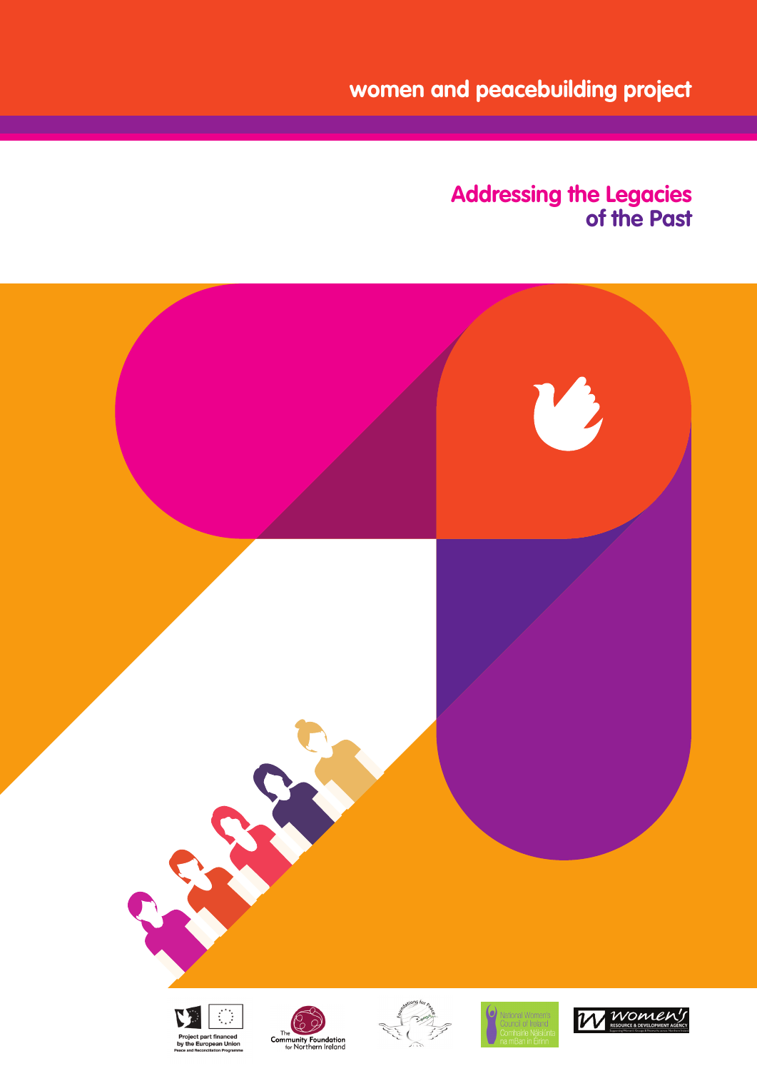women and peacebuilding project

# Addressing the Legacies of the Past

Project part financed by the European Union
Peace and Reconciliation Programme

The Community Foundation for Northern Ireland

Foundations for Peace

National Women's Council of Ireland
Comhairle Náisiúnta na mBan in Éirinn

Women's Resource & Development Agency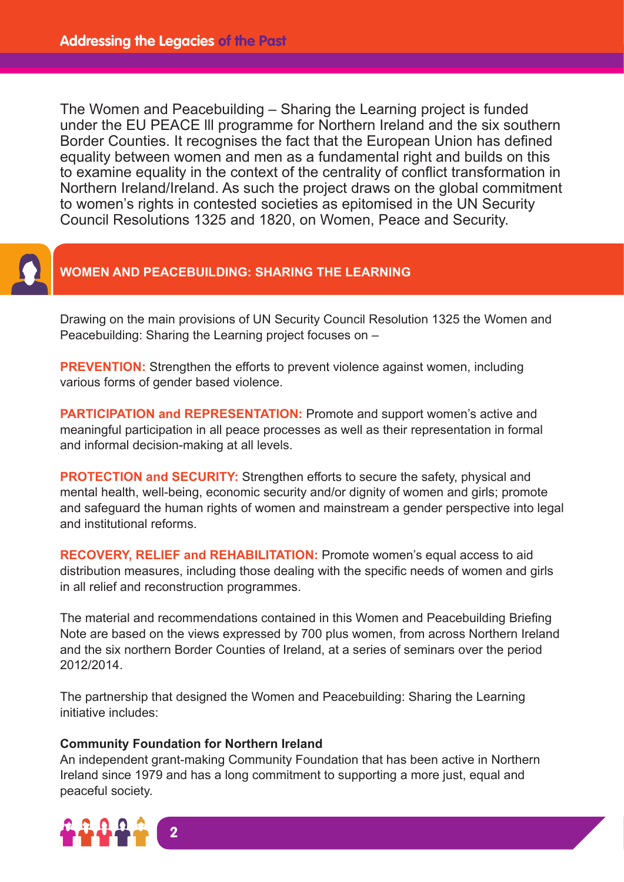The Women and Peacebuilding – Sharing the Learning project is funded under the EU PEACE lll programme for Northern Ireland and the six southern Border Counties. It recognises the fact that the European Union has defined equality between women and men as a fundamental right and builds on this to examine equality in the context of the centrality of conflict transformation in Northern Ireland/Ireland. As such the project draws on the global commitment to women's rights in contested societies as epitomised in the UN Security Council Resolutions 1325 and 1820, on Women, Peace and Security.

## WOMEN AND PEACEBUILDING: SHARING THE LEARNING

Drawing on the main provisions of UN Security Council Resolution 1325 the Women and Peacebuilding: Sharing the Learning project focuses on –

**PREVENTION:** Strengthen the efforts to prevent violence against women, including various forms of gender based violence.

**PARTICIPATION and REPRESENTATION:** Promote and support women's active and meaningful participation in all peace processes as well as their representation in formal and informal decision-making at all levels.

**PROTECTION and SECURITY:** Strengthen efforts to secure the safety, physical and mental health, well-being, economic security and/or dignity of women and girls; promote and safeguard the human rights of women and mainstream a gender perspective into legal and institutional reforms.

**RECOVERY, RELIEF and REHABILITATION:** Promote women's equal access to aid distribution measures, including those dealing with the specific needs of women and girls in all relief and reconstruction programmes.

The material and recommendations contained in this Women and Peacebuilding Briefing Note are based on the views expressed by 700 plus women, from across Northern Ireland and the six northern Border Counties of Ireland, at a series of seminars over the period 2012/2014.

The partnership that designed the Women and Peacebuilding: Sharing the Learning initiative includes:

**Community Foundation for Northern Ireland**
An independent grant-making Community Foundation that has been active in Northern Ireland since 1979 and has a long commitment to supporting a more just, equal and peaceful society.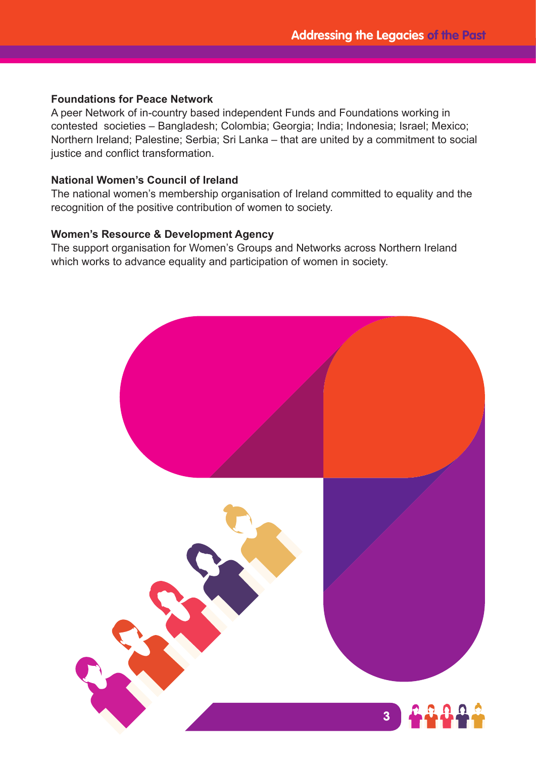**Foundations for Peace Network**
A peer Network of in-country based independent Funds and Foundations working in contested societies – Bangladesh; Colombia; Georgia; India; Indonesia; Israel; Mexico; Northern Ireland; Palestine; Serbia; Sri Lanka – that are united by a commitment to social justice and conflict transformation.

**National Women's Council of Ireland**
The national women's membership organisation of Ireland committed to equality and the recognition of the positive contribution of women to society.

**Women's Resource & Development Agency**
The support organisation for Women's Groups and Networks across Northern Ireland which works to advance equality and participation of women in society.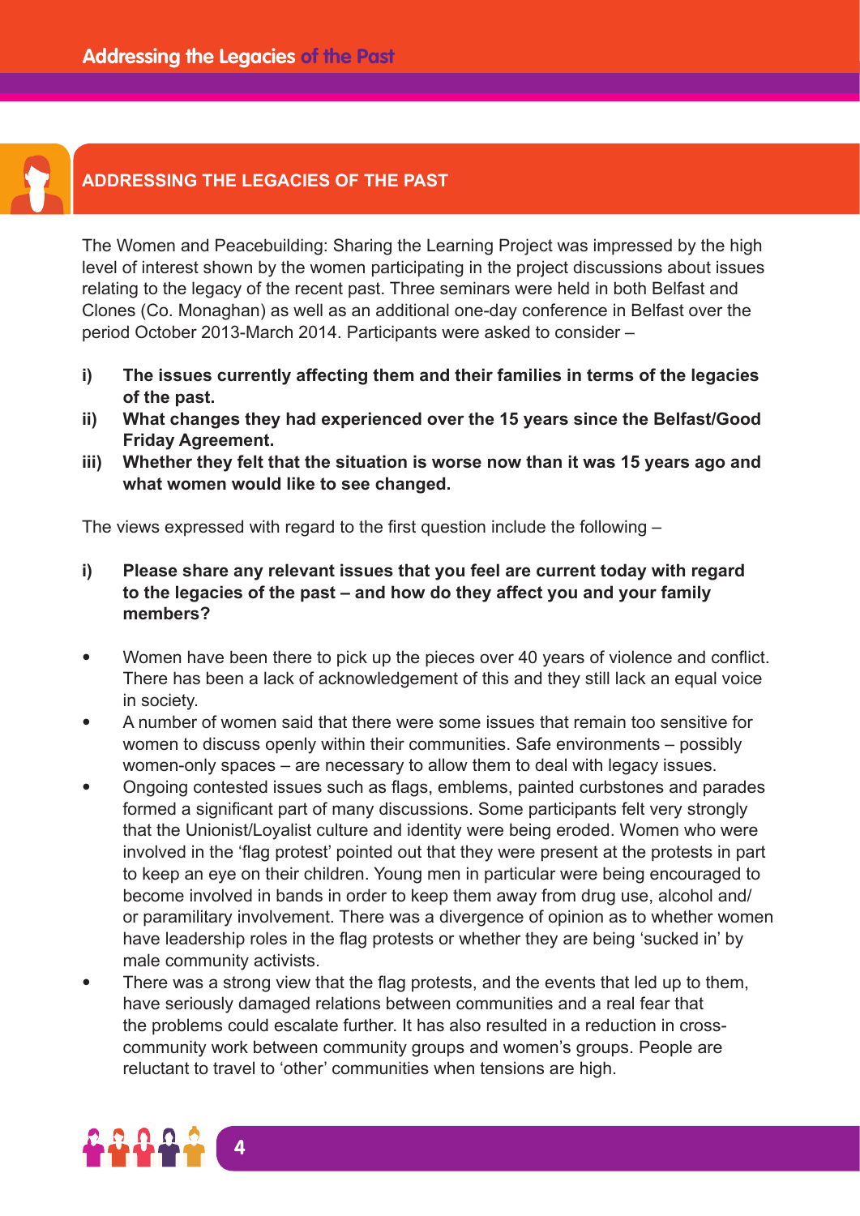## ADDRESSING THE LEGACIES OF THE PAST

The Women and Peacebuilding: Sharing the Learning Project was impressed by the high level of interest shown by the women participating in the project discussions about issues relating to the legacy of the recent past. Three seminars were held in both Belfast and Clones (Co. Monaghan) as well as an additional one-day conference in Belfast over the period October 2013-March 2014. Participants were asked to consider –

- **i) The issues currently affecting them and their families in terms of the legacies of the past.**
- **ii) What changes they had experienced over the 15 years since the Belfast/Good Friday Agreement.**
- **iii) Whether they felt that the situation is worse now than it was 15 years ago and what women would like to see changed.**

The views expressed with regard to the first question include the following –

**i) Please share any relevant issues that you feel are current today with regard to the legacies of the past – and how do they affect you and your family members?**

- Women have been there to pick up the pieces over 40 years of violence and conflict. There has been a lack of acknowledgement of this and they still lack an equal voice in society.
- A number of women said that there were some issues that remain too sensitive for women to discuss openly within their communities. Safe environments – possibly women-only spaces – are necessary to allow them to deal with legacy issues.
- Ongoing contested issues such as flags, emblems, painted curbstones and parades formed a significant part of many discussions. Some participants felt very strongly that the Unionist/Loyalist culture and identity were being eroded. Women who were involved in the 'flag protest' pointed out that they were present at the protests in part to keep an eye on their children. Young men in particular were being encouraged to become involved in bands in order to keep them away from drug use, alcohol and/or paramilitary involvement. There was a divergence of opinion as to whether women have leadership roles in the flag protests or whether they are being 'sucked in' by male community activists.
- There was a strong view that the flag protests, and the events that led up to them, have seriously damaged relations between communities and a real fear that the problems could escalate further. It has also resulted in a reduction in cross-community work between community groups and women's groups. People are reluctant to travel to 'other' communities when tensions are high.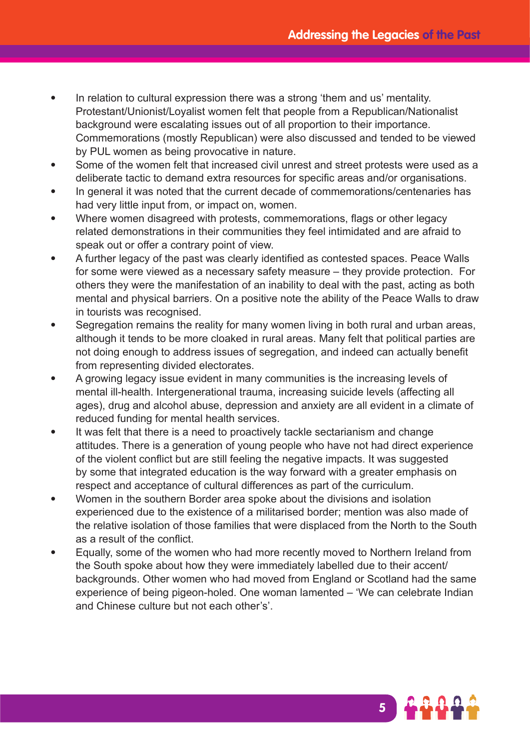- In relation to cultural expression there was a strong 'them and us' mentality. Protestant/Unionist/Loyalist women felt that people from a Republican/Nationalist background were escalating issues out of all proportion to their importance. Commemorations (mostly Republican) were also discussed and tended to be viewed by PUL women as being provocative in nature.
- Some of the women felt that increased civil unrest and street protests were used as a deliberate tactic to demand extra resources for specific areas and/or organisations.
- In general it was noted that the current decade of commemorations/centenaries has had very little input from, or impact on, women.
- Where women disagreed with protests, commemorations, flags or other legacy related demonstrations in their communities they feel intimidated and are afraid to speak out or offer a contrary point of view.
- A further legacy of the past was clearly identified as contested spaces. Peace Walls for some were viewed as a necessary safety measure – they provide protection. For others they were the manifestation of an inability to deal with the past, acting as both mental and physical barriers. On a positive note the ability of the Peace Walls to draw in tourists was recognised.
- Segregation remains the reality for many women living in both rural and urban areas, although it tends to be more cloaked in rural areas. Many felt that political parties are not doing enough to address issues of segregation, and indeed can actually benefit from representing divided electorates.
- A growing legacy issue evident in many communities is the increasing levels of mental ill-health. Intergenerational trauma, increasing suicide levels (affecting all ages), drug and alcohol abuse, depression and anxiety are all evident in a climate of reduced funding for mental health services.
- It was felt that there is a need to proactively tackle sectarianism and change attitudes. There is a generation of young people who have not had direct experience of the violent conflict but are still feeling the negative impacts. It was suggested by some that integrated education is the way forward with a greater emphasis on respect and acceptance of cultural differences as part of the curriculum.
- Women in the southern Border area spoke about the divisions and isolation experienced due to the existence of a militarised border; mention was also made of the relative isolation of those families that were displaced from the North to the South as a result of the conflict.
- Equally, some of the women who had more recently moved to Northern Ireland from the South spoke about how they were immediately labelled due to their accent/ backgrounds. Other women who had moved from England or Scotland had the same experience of being pigeon-holed. One woman lamented – 'We can celebrate Indian and Chinese culture but not each other's'.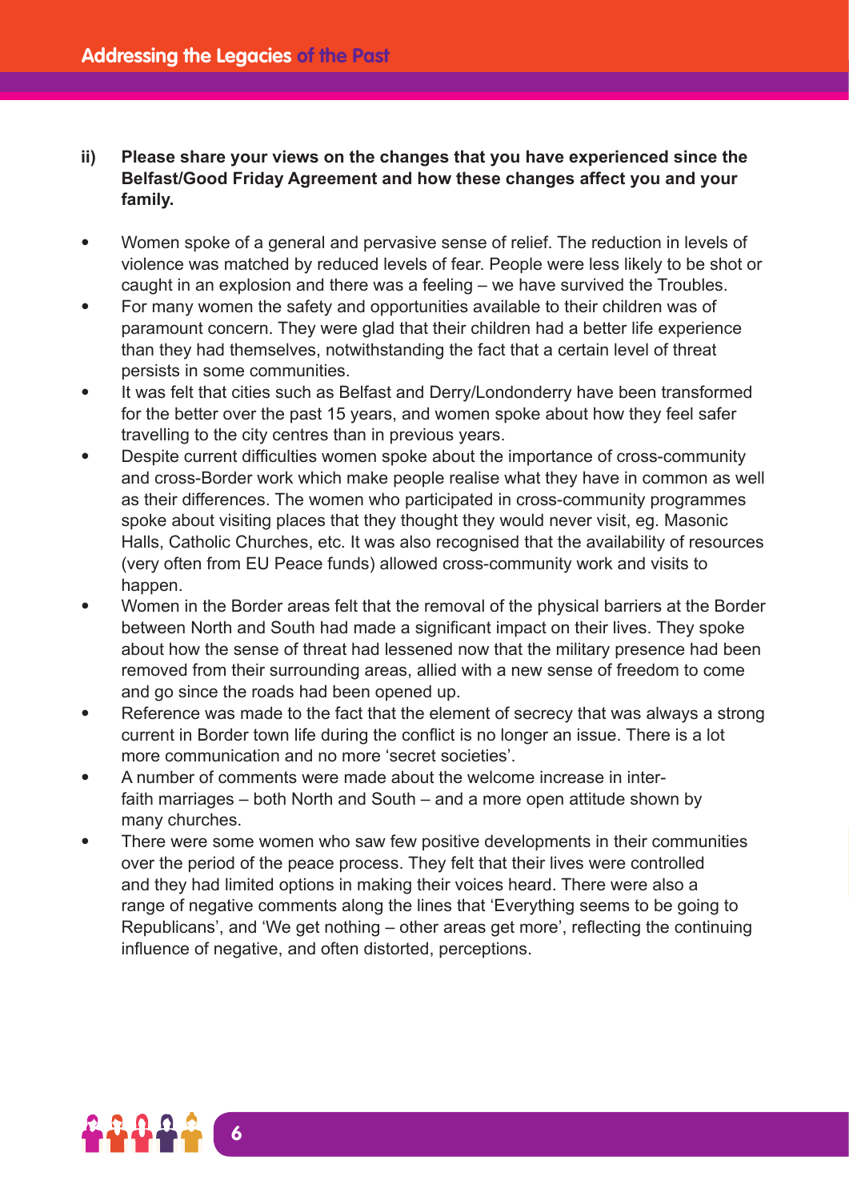**ii) Please share your views on the changes that you have experienced since the Belfast/Good Friday Agreement and how these changes affect you and your family.**

- Women spoke of a general and pervasive sense of relief. The reduction in levels of violence was matched by reduced levels of fear. People were less likely to be shot or caught in an explosion and there was a feeling – we have survived the Troubles.
- For many women the safety and opportunities available to their children was of paramount concern. They were glad that their children had a better life experience than they had themselves, notwithstanding the fact that a certain level of threat persists in some communities.
- It was felt that cities such as Belfast and Derry/Londonderry have been transformed for the better over the past 15 years, and women spoke about how they feel safer travelling to the city centres than in previous years.
- Despite current difficulties women spoke about the importance of cross-community and cross-Border work which make people realise what they have in common as well as their differences. The women who participated in cross-community programmes spoke about visiting places that they thought they would never visit, eg. Masonic Halls, Catholic Churches, etc. It was also recognised that the availability of resources (very often from EU Peace funds) allowed cross-community work and visits to happen.
- Women in the Border areas felt that the removal of the physical barriers at the Border between North and South had made a significant impact on their lives. They spoke about how the sense of threat had lessened now that the military presence had been removed from their surrounding areas, allied with a new sense of freedom to come and go since the roads had been opened up.
- Reference was made to the fact that the element of secrecy that was always a strong current in Border town life during the conflict is no longer an issue. There is a lot more communication and no more 'secret societies'.
- A number of comments were made about the welcome increase in inter-faith marriages – both North and South – and a more open attitude shown by many churches.
- There were some women who saw few positive developments in their communities over the period of the peace process. They felt that their lives were controlled and they had limited options in making their voices heard. There were also a range of negative comments along the lines that 'Everything seems to be going to Republicans', and 'We get nothing – other areas get more', reflecting the continuing influence of negative, and often distorted, perceptions.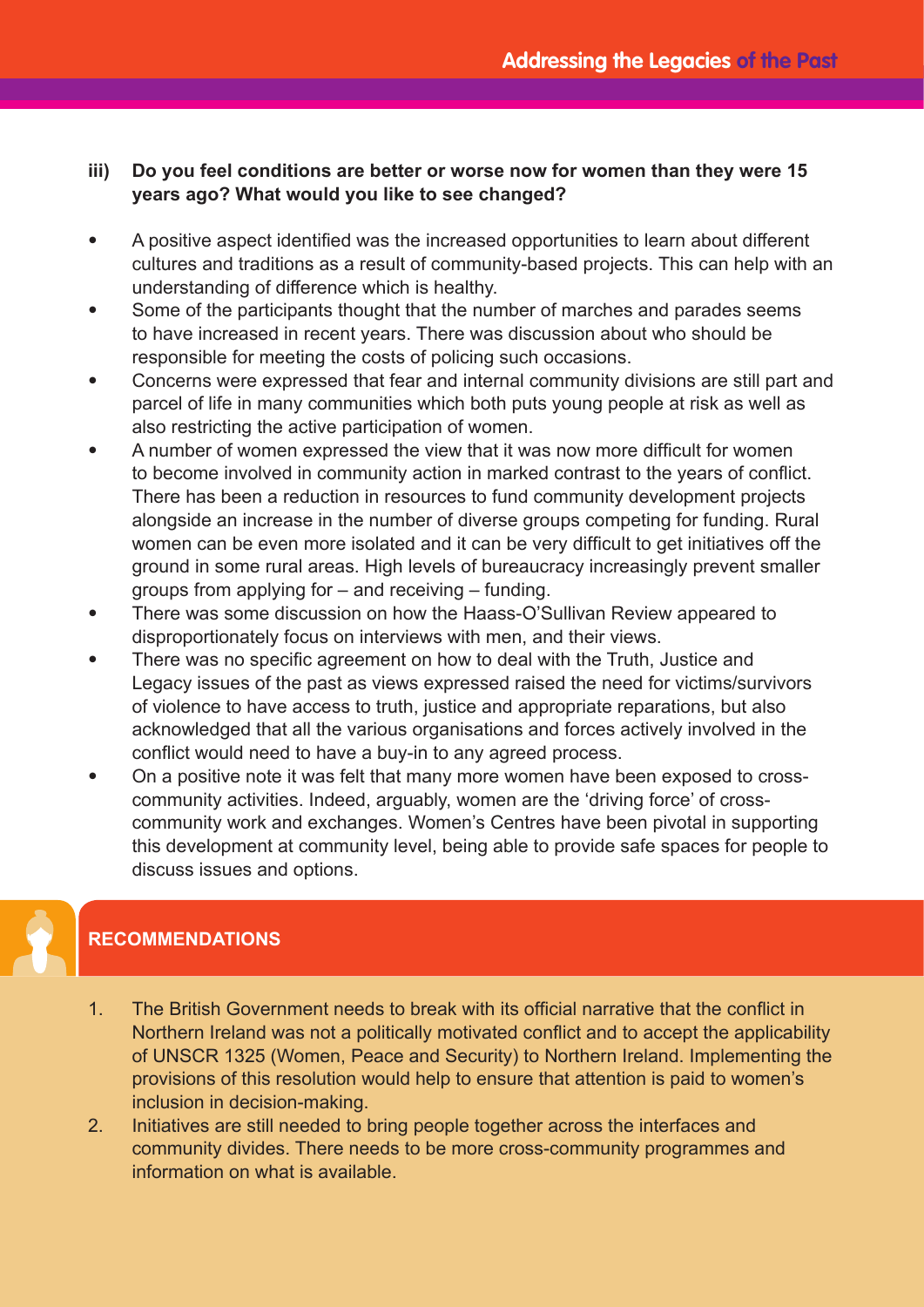**iii) Do you feel conditions are better or worse now for women than they were 15 years ago? What would you like to see changed?**

- A positive aspect identified was the increased opportunities to learn about different cultures and traditions as a result of community-based projects. This can help with an understanding of difference which is healthy.
- Some of the participants thought that the number of marches and parades seems to have increased in recent years. There was discussion about who should be responsible for meeting the costs of policing such occasions.
- Concerns were expressed that fear and internal community divisions are still part and parcel of life in many communities which both puts young people at risk as well as also restricting the active participation of women.
- A number of women expressed the view that it was now more difficult for women to become involved in community action in marked contrast to the years of conflict. There has been a reduction in resources to fund community development projects alongside an increase in the number of diverse groups competing for funding. Rural women can be even more isolated and it can be very difficult to get initiatives off the ground in some rural areas. High levels of bureaucracy increasingly prevent smaller groups from applying for – and receiving – funding.
- There was some discussion on how the Haass-O'Sullivan Review appeared to disproportionately focus on interviews with men, and their views.
- There was no specific agreement on how to deal with the Truth, Justice and Legacy issues of the past as views expressed raised the need for victims/survivors of violence to have access to truth, justice and appropriate reparations, but also acknowledged that all the various organisations and forces actively involved in the conflict would need to have a buy-in to any agreed process.
- On a positive note it was felt that many more women have been exposed to cross-community activities. Indeed, arguably, women are the 'driving force' of cross-community work and exchanges. Women's Centres have been pivotal in supporting this development at community level, being able to provide safe spaces for people to discuss issues and options.

## RECOMMENDATIONS

1. The British Government needs to break with its official narrative that the conflict in Northern Ireland was not a politically motivated conflict and to accept the applicability of UNSCR 1325 (Women, Peace and Security) to Northern Ireland. Implementing the provisions of this resolution would help to ensure that attention is paid to women's inclusion in decision-making.
2. Initiatives are still needed to bring people together across the interfaces and community divides. There needs to be more cross-community programmes and information on what is available.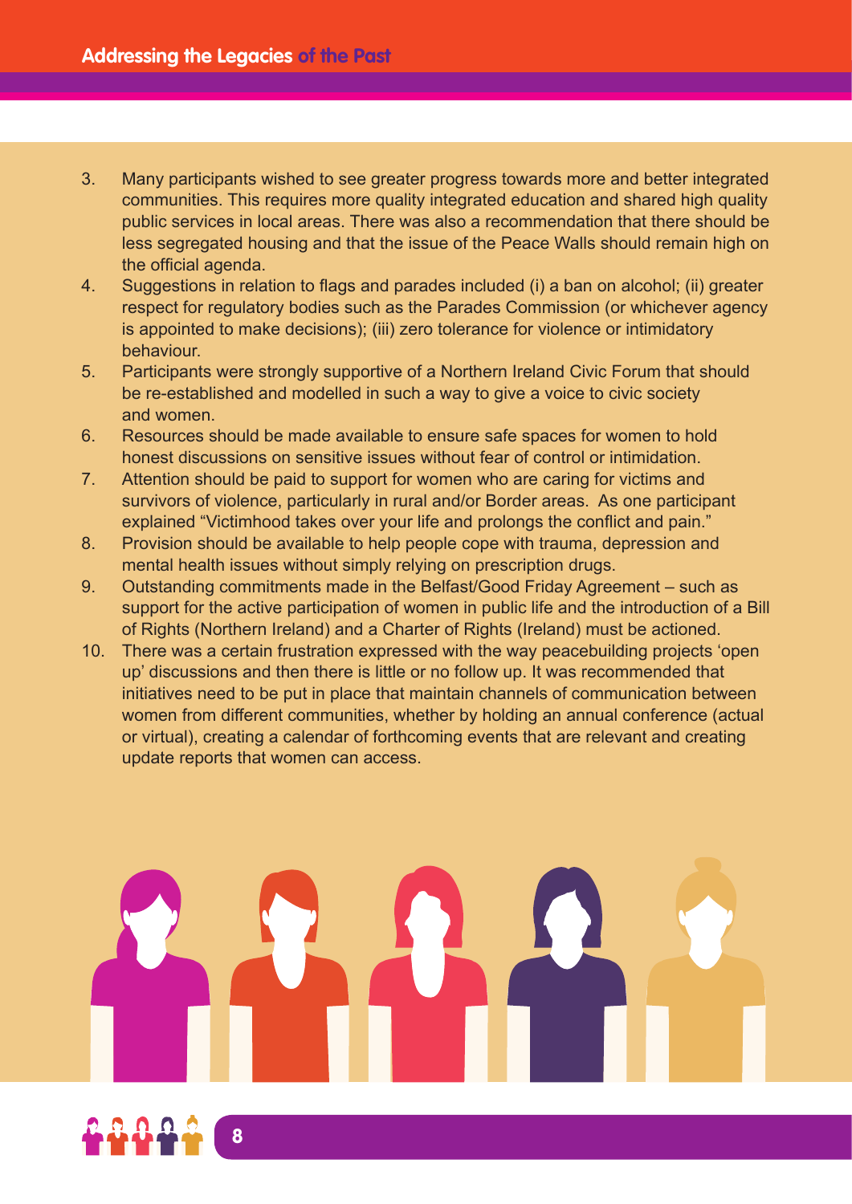3. Many participants wished to see greater progress towards more and better integrated communities. This requires more quality integrated education and shared high quality public services in local areas. There was also a recommendation that there should be less segregated housing and that the issue of the Peace Walls should remain high on the official agenda.
4. Suggestions in relation to flags and parades included (i) a ban on alcohol; (ii) greater respect for regulatory bodies such as the Parades Commission (or whichever agency is appointed to make decisions); (iii) zero tolerance for violence or intimidatory behaviour.
5. Participants were strongly supportive of a Northern Ireland Civic Forum that should be re-established and modelled in such a way to give a voice to civic society and women.
6. Resources should be made available to ensure safe spaces for women to hold honest discussions on sensitive issues without fear of control or intimidation.
7. Attention should be paid to support for women who are caring for victims and survivors of violence, particularly in rural and/or Border areas. As one participant explained "Victimhood takes over your life and prolongs the conflict and pain."
8. Provision should be available to help people cope with trauma, depression and mental health issues without simply relying on prescription drugs.
9. Outstanding commitments made in the Belfast/Good Friday Agreement – such as support for the active participation of women in public life and the introduction of a Bill of Rights (Northern Ireland) and a Charter of Rights (Ireland) must be actioned.
10. There was a certain frustration expressed with the way peacebuilding projects 'open up' discussions and then there is little or no follow up. It was recommended that initiatives need to be put in place that maintain channels of communication between women from different communities, whether by holding an annual conference (actual or virtual), creating a calendar of forthcoming events that are relevant and creating update reports that women can access.